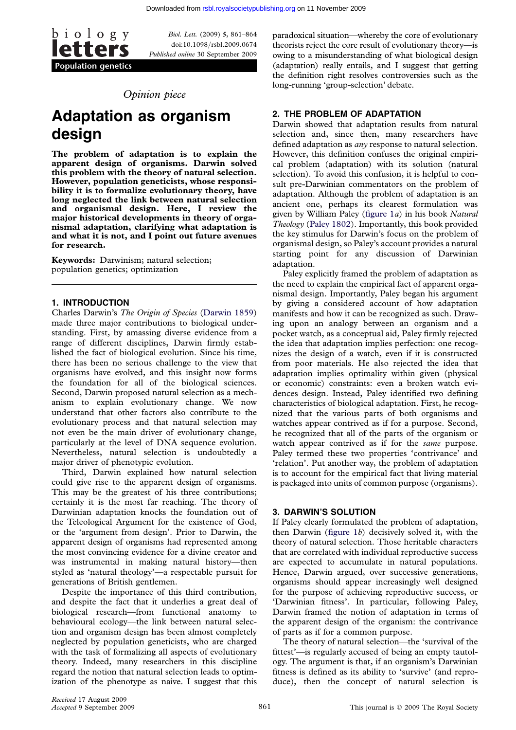*Opinion piece*

# Adaptation as organism design

**The problem of adaptation is to explain the apparent design of organisms. Darwin solved this problem with the theory of natural selection. However, population geneticists, whose responsibility it is to formalize evolutionary theory, have long neglected the link between natural selection and organismal design. Here, I review the major historical developments in theory of organismal adaptation, clarifying what adaptation is and what it is not, and I point out future avenues for research.**

**Keywords:** Darwinism; natural selection; population genetics; optimization

## 1. INTRODUCTION

Charles Darwin's *The Origin of Species* (Darwin 1859) made three major contributions to biological understanding. First, by amassing diverse evidence from a range of different disciplines, Darwin firmly established the fact of biological evolution. Since his time, there has been no serious challenge to the view that organisms have evolved, and this insight now forms the foundation for all of the biological sciences. Second, Darwin proposed natural selection as a mechanism to explain evolutionary change. We now understand that other factors also contribute to the evolutionary process and that natural selection may not even be the main driver of evolutionary change, particularly at the level of DNA sequence evolution. Nevertheless, natural selection is undoubtedly a major driver of phenotypic evolution.

Third, Darwin explained how natural selection could give rise to the apparent design of organisms. This may be the greatest of his three contributions; certainly it is the most far reaching. The theory of Darwinian adaptation knocks the foundation out of the Teleological Argument for the existence of God, or the 'argument from design'. Prior to Darwin, the apparent design of organisms had represented among the most convincing evidence for a divine creator and was instrumental in making natural history—then styled as 'natural theology'—a respectable pursuit for generations of British gentlemen.

Despite the importance of this third contribution, and despite the fact that it underlies a great deal of biological research—from functional anatomy to behavioural ecology—the link between natural selection and organism design has been almost completely neglected by population geneticists, who are charged with the task of formalizing all aspects of evolutionary theory. Indeed, many researchers in this discipline regard the notion that natural selection leads to optimization of the phenotype as naive. I suggest that this paradoxical situation—whereby the core of evolutionary theorists reject the core result of evolutionary theory—is owing to a misunderstanding of what biological design (adaptation) really entails, and I suggest that getting the definition right resolves controversies such as the long-running 'group-selection' debate.

## 2. THE PROBLEM OF ADAPTATION

Darwin showed that adaptation results from natural selection and, since then, many researchers have defined adaptation as *any* response to natural selection. However, this definition confuses the original empirical problem (adaptation) with its solution (natural selection). To avoid this confusion, it is helpful to consult pre-Darwinian commentators on the problem of adaptation. Although the problem of adaptation is an ancient one, perhaps its clearest formulation was given by William Paley (figure 1*a*) in his book *Natural Theology* (Paley 1802). Importantly, this book provided the key stimulus for Darwin's focus on the problem of organismal design, so Paley's account provides a natural starting point for any discussion of Darwinian adaptation.

Paley explicitly framed the problem of adaptation as the need to explain the empirical fact of apparent organismal design. Importantly, Paley began his argument by giving a considered account of how adaptation manifests and how it can be recognized as such. Drawing upon an analogy between an organism and a pocket watch, as a conceptual aid, Paley firmly rejected the idea that adaptation implies perfection: one recognizes the design of a watch, even if it is constructed from poor materials. He also rejected the idea that adaptation implies optimality within given (physical or economic) constraints: even a broken watch evidences design. Instead, Paley identified two defining characteristics of biological adaptation. First, he recognized that the various parts of both organisms and watches appear contrived as if for a purpose. Second, he recognized that all of the parts of the organism or watch appear contrived as if for the *same* purpose. Paley termed these two properties 'contrivance' and 'relation'. Put another way, the problem of adaptation is to account for the empirical fact that living material is packaged into units of common purpose (organisms).

## 3. DARWIN'S SOLUTION

If Paley clearly formulated the problem of adaptation, then Darwin (figure 1*b*) decisively solved it, with the theory of natural selection. Those heritable characters that are correlated with individual reproductive success are expected to accumulate in natural populations. Hence, Darwin argued, over successive generations, organisms should appear increasingly well designed for the purpose of achieving reproductive success, or 'Darwinian fitness'. In particular, following Paley, Darwin framed the notion of adaptation in terms of the apparent design of the organism: the contrivance of parts as if for a common purpose.

The theory of natural selection—the 'survival of the fittest'—is regularly accused of being an empty tautology. The argument is that, if an organism's Darwinian fitness is defined as its ability to 'survive' (and reproduce), then the concept of natural selection is

Received 17 August 2009
Accepted 9 September 2009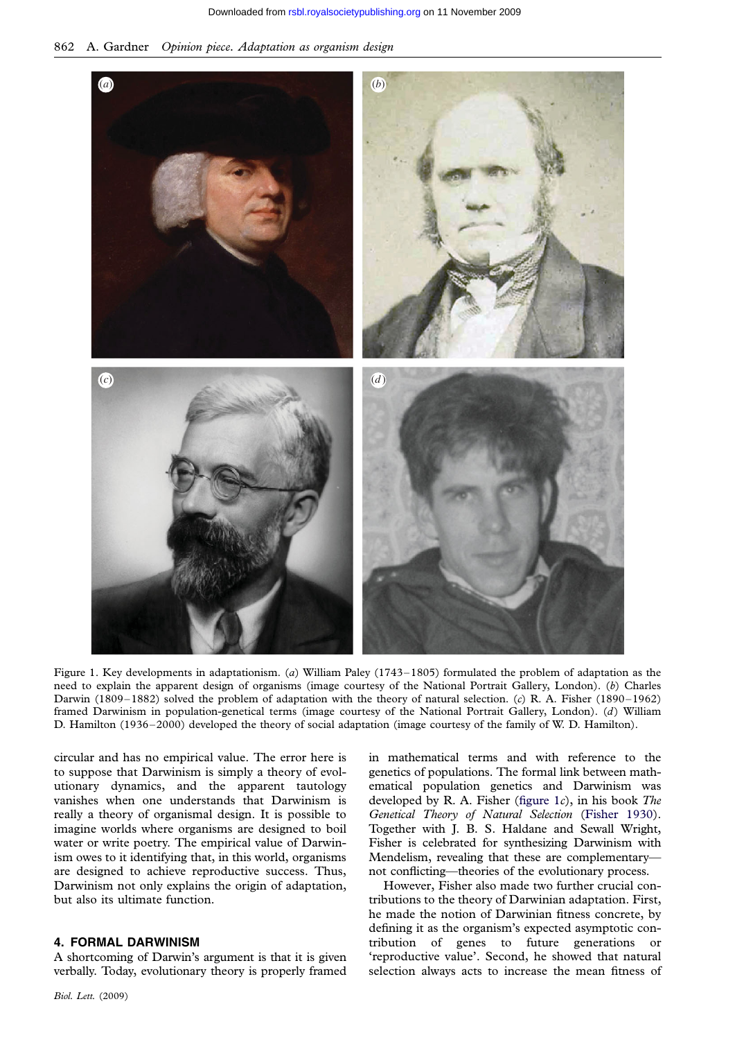Figure 1. Key developments in adaptationism. (*a*) William Paley (1743–1805) formulated the problem of adaptation as the need to explain the apparent design of organisms (image courtesy of the National Portrait Gallery, London). (*b*) Charles Darwin (1809–1882) solved the problem of adaptation with the theory of natural selection. (*c*) R. A. Fisher (1890–1962) framed Darwinism in population-genetical terms (image courtesy of the National Portrait Gallery, London). (*d*) William D. Hamilton (1936–2000) developed the theory of social adaptation (image courtesy of the family of W. D. Hamilton).

circular and has no empirical value. The error here is to suppose that Darwinism is simply a theory of evolutionary dynamics, and the apparent tautology vanishes when one understands that Darwinism is really a theory of organismal design. It is possible to imagine worlds where organisms are designed to boil water or write poetry. The empirical value of Darwinism owes to it identifying that, in this world, organisms are designed to achieve reproductive success. Thus, Darwinism not only explains the origin of adaptation, but also its ultimate function.

## 4. FORMAL DARWINISM

A shortcoming of Darwin's argument is that it is given verbally. Today, evolutionary theory is properly framed in mathematical terms and with reference to the genetics of populations. The formal link between mathematical population genetics and Darwinism was developed by R. A. Fisher (figure 1*c*), in his book *The Genetical Theory of Natural Selection* (Fisher 1930). Together with J. B. S. Haldane and Sewall Wright, Fisher is celebrated for synthesizing Darwinism with Mendelism, revealing that these are complementary—not conflicting—theories of the evolutionary process.

However, Fisher also made two further crucial contributions to the theory of Darwinian adaptation. First, he made the notion of Darwinian fitness concrete, by defining it as the organism's expected asymptotic contribution of genes to future generations or 'reproductive value'. Second, he showed that natural selection always acts to increase the mean fitness of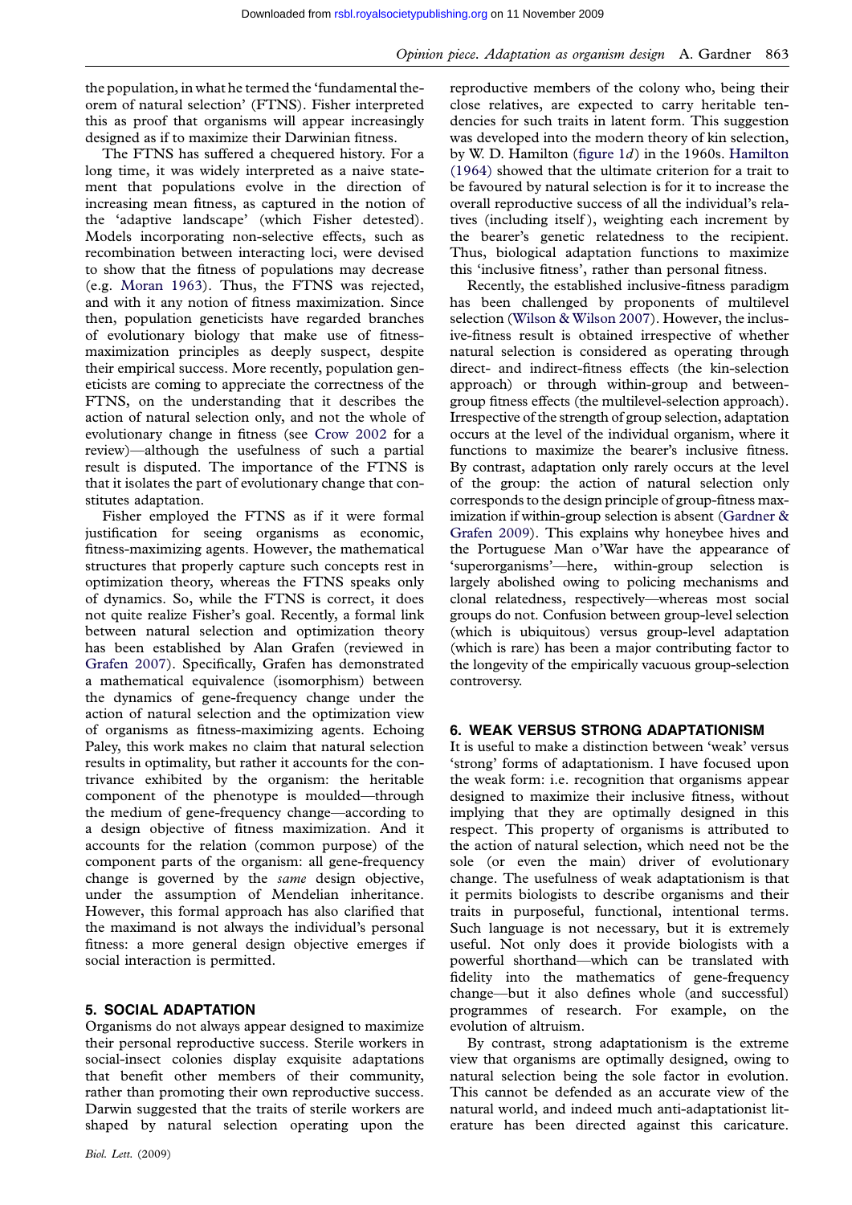the population, in what he termed the 'fundamental theorem of natural selection' (FTNS). Fisher interpreted this as proof that organisms will appear increasingly designed as if to maximize their Darwinian fitness.

The FTNS has suffered a chequered history. For a long time, it was widely interpreted as a naive statement that populations evolve in the direction of increasing mean fitness, as captured in the notion of the 'adaptive landscape' (which Fisher detested). Models incorporating non-selective effects, such as recombination between interacting loci, were devised to show that the fitness of populations may decrease (e.g. Moran 1963). Thus, the FTNS was rejected, and with it any notion of fitness maximization. Since then, population geneticists have regarded branches of evolutionary biology that make use of fitness-maximization principles as deeply suspect, despite their empirical success. More recently, population geneticists are coming to appreciate the correctness of the FTNS, on the understanding that it describes the action of natural selection only, and not the whole of evolutionary change in fitness (see Crow 2002 for a review)—although the usefulness of such a partial result is disputed. The importance of the FTNS is that it isolates the part of evolutionary change that constitutes adaptation.

Fisher employed the FTNS as if it were formal justification for seeing organisms as economic, fitness-maximizing agents. However, the mathematical structures that properly capture such concepts rest in optimization theory, whereas the FTNS speaks only of dynamics. So, while the FTNS is correct, it does not quite realize Fisher's goal. Recently, a formal link between natural selection and optimization theory has been established by Alan Grafen (reviewed in Grafen 2007). Specifically, Grafen has demonstrated a mathematical equivalence (isomorphism) between the dynamics of gene-frequency change under the action of natural selection and the optimization view of organisms as fitness-maximizing agents. Echoing Paley, this work makes no claim that natural selection results in optimality, but rather it accounts for the contrivance exhibited by the organism: the heritable component of the phenotype is moulded—through the medium of gene-frequency change—according to a design objective of fitness maximization. And it accounts for the relation (common purpose) of the component parts of the organism: all gene-frequency change is governed by the *same* design objective, under the assumption of Mendelian inheritance. However, this formal approach has also clarified that the maximand is not always the individual's personal fitness: a more general design objective emerges if social interaction is permitted.

## 5. SOCIAL ADAPTATION

Organisms do not always appear designed to maximize their personal reproductive success. Sterile workers in social-insect colonies display exquisite adaptations that benefit other members of their community, rather than promoting their own reproductive success. Darwin suggested that the traits of sterile workers are shaped by natural selection operating upon the reproductive members of the colony who, being their close relatives, are expected to carry heritable tendencies for such traits in latent form. This suggestion was developed into the modern theory of kin selection, by W. D. Hamilton (figure 1*d*) in the 1960s. Hamilton (1964) showed that the ultimate criterion for a trait to be favoured by natural selection is for it to increase the overall reproductive success of all the individual's relatives (including itself), weighting each increment by the bearer's genetic relatedness to the recipient. Thus, biological adaptation functions to maximize this 'inclusive fitness', rather than personal fitness.

Recently, the established inclusive-fitness paradigm has been challenged by proponents of multilevel selection (Wilson & Wilson 2007). However, the inclusive-fitness result is obtained irrespective of whether natural selection is considered as operating through direct- and indirect-fitness effects (the kin-selection approach) or through within-group and between-group fitness effects (the multilevel-selection approach). Irrespective of the strength of group selection, adaptation occurs at the level of the individual organism, where it functions to maximize the bearer's inclusive fitness. By contrast, adaptation only rarely occurs at the level of the group: the action of natural selection only corresponds to the design principle of group-fitness maximization if within-group selection is absent (Gardner & Grafen 2009). This explains why honeybee hives and the Portuguese Man o'War have the appearance of 'superorganisms'—here, within-group selection is largely abolished owing to policing mechanisms and clonal relatedness, respectively—whereas most social groups do not. Confusion between group-level selection (which is ubiquitous) versus group-level adaptation (which is rare) has been a major contributing factor to the longevity of the empirically vacuous group-selection controversy.

## 6. WEAK VERSUS STRONG ADAPTATIONISM

It is useful to make a distinction between 'weak' versus 'strong' forms of adaptationism. I have focused upon the weak form: i.e. recognition that organisms appear designed to maximize their inclusive fitness, without implying that they are optimally designed in this respect. This property of organisms is attributed to the action of natural selection, which need not be the sole (or even the main) driver of evolutionary change. The usefulness of weak adaptationism is that it permits biologists to describe organisms and their traits in purposeful, functional, intentional terms. Such language is not necessary, but it is extremely useful. Not only does it provide biologists with a powerful shorthand—which can be translated with fidelity into the mathematics of gene-frequency change—but it also defines whole (and successful) programmes of research. For example, on the evolution of altruism.

By contrast, strong adaptationism is the extreme view that organisms are optimally designed, owing to natural selection being the sole factor in evolution. This cannot be defended as an accurate view of the natural world, and indeed much anti-adaptationist literature has been directed against this caricature.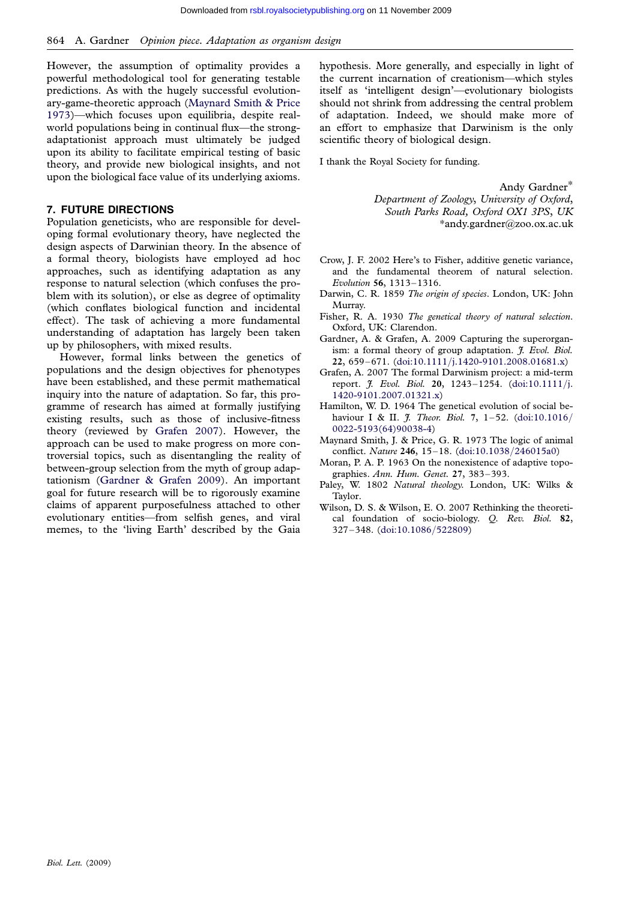However, the assumption of optimality provides a powerful methodological tool for generating testable predictions. As with the hugely successful evolutionary-game-theoretic approach (Maynard Smith & Price 1973)—which focuses upon equilibria, despite real-world populations being in continual flux—the strong-adaptationist approach must ultimately be judged upon its ability to facilitate empirical testing of basic theory, and provide new biological insights, and not upon the biological face value of its underlying axioms.

## 7. FUTURE DIRECTIONS

Population geneticists, who are responsible for developing formal evolutionary theory, have neglected the design aspects of Darwinian theory. In the absence of a formal theory, biologists have employed ad hoc approaches, such as identifying adaptation as any response to natural selection (which confuses the problem with its solution), or else as degree of optimality (which conflates biological function and incidental effect). The task of achieving a more fundamental understanding of adaptation has largely been taken up by philosophers, with mixed results.

However, formal links between the genetics of populations and the design objectives for phenotypes have been established, and these permit mathematical inquiry into the nature of adaptation. So far, this programme of research has aimed at formally justifying existing results, such as those of inclusive-fitness theory (reviewed by Grafen 2007). However, the approach can be used to make progress on more controversial topics, such as disentangling the reality of between-group selection from the myth of group adaptationism (Gardner & Grafen 2009). An important goal for future research will be to rigorously examine claims of apparent purposefulness attached to other evolutionary entities—from selfish genes, and viral memes, to the 'living Earth' described by the Gaia hypothesis. More generally, and especially in light of the current incarnation of creationism—which styles itself as 'intelligent design'—evolutionary biologists should not shrink from addressing the central problem of adaptation. Indeed, we should make more of an effort to emphasize that Darwinism is the only scientific theory of biological design.

I thank the Royal Society for funding.

Andy Gardner*
*Department of Zoology, University of Oxford, South Parks Road, Oxford OX1 3PS, UK*
*andy.gardner@zoo.ox.ac.uk

Crow, J. F. 2002 Here's to Fisher, additive genetic variance, and the fundamental theorem of natural selection. *Evolution* **56**, 1313–1316.

Darwin, C. R. 1859 *The origin of species*. London, UK: John Murray.

Fisher, R. A. 1930 *The genetical theory of natural selection*. Oxford, UK: Clarendon.

Gardner, A. & Grafen, A. 2009 Capturing the superorganism: a formal theory of group adaptation. *J. Evol. Biol.* **22**, 659–671. (doi:10.1111/j.1420-9101.2008.01681.x)

Grafen, A. 2007 The formal Darwinism project: a mid-term report. *J. Evol. Biol.* **20**, 1243–1254. (doi:10.1111/j.1420-9101.2007.01321.x)

Hamilton, W. D. 1964 The genetical evolution of social behaviour I & II. *J. Theor. Biol.* **7**, 1–52. (doi:10.1016/0022-5193(64)90038-4)

Maynard Smith, J. & Price, G. R. 1973 The logic of animal conflict. *Nature* **246**, 15–18. (doi:10.1038/246015a0)

Moran, P. A. P. 1963 On the nonexistence of adaptive topographies. *Ann. Hum. Genet.* **27**, 383–393.

Paley, W. 1802 *Natural theology*. London, UK: Wilks & Taylor.

Wilson, D. S. & Wilson, E. O. 2007 Rethinking the theoretical foundation of socio-biology. *Q. Rev. Biol.* **82**, 327–348. (doi:10.1086/522809)